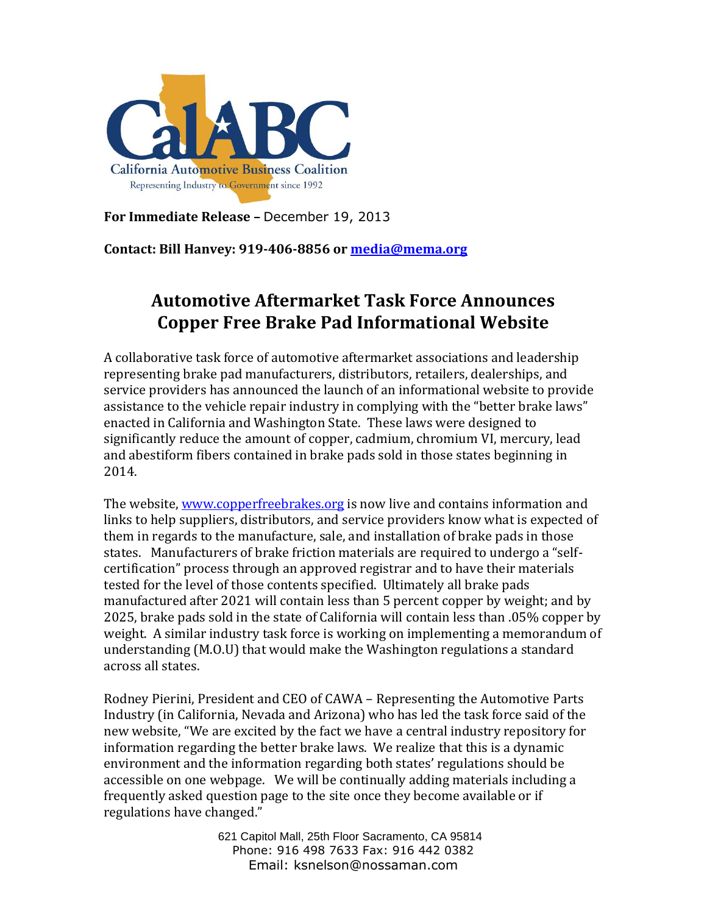CalABC

California Automotive Business Coalition

Representing Industry to Government since 1992

**For Immediate Release –** December 19, 2013

**Contact: Bill Hanvey: 919-406-8856 or [media@mema.org](mailto:media@mema.org)**

# Automotive Aftermarket Task Force Announces Copper Free Brake Pad Informational Website

A collaborative task force of automotive aftermarket associations and leadership representing brake pad manufacturers, distributors, retailers, dealerships, and service providers has announced the launch of an informational website to provide assistance to the vehicle repair industry in complying with the "better brake laws" enacted in California and Washington State. These laws were designed to significantly reduce the amount of copper, cadmium, chromium VI, mercury, lead and abestiform fibers contained in brake pads sold in those states beginning in 2014.

The website, [www.copperfreebrakes.org](http://www.copperfreebrakes.org) is now live and contains information and links to help suppliers, distributors, and service providers know what is expected of them in regards to the manufacture, sale, and installation of brake pads in those states. Manufacturers of brake friction materials are required to undergo a "self-certification" process through an approved registrar and to have their materials tested for the level of those contents specified. Ultimately all brake pads manufactured after 2021 will contain less than 5 percent copper by weight; and by 2025, brake pads sold in the state of California will contain less than .05% copper by weight. A similar industry task force is working on implementing a memorandum of understanding (M.O.U) that would make the Washington regulations a standard across all states.

Rodney Pierini, President and CEO of CAWA – Representing the Automotive Parts Industry (in California, Nevada and Arizona) who has led the task force said of the new website, "We are excited by the fact we have a central industry repository for information regarding the better brake laws. We realize that this is a dynamic environment and the information regarding both states' regulations should be accessible on one webpage. We will be continually adding materials including a frequently asked question page to the site once they become available or if regulations have changed."

621 Capitol Mall, 25th Floor Sacramento, CA 95814
Phone: 916 498 7633 Fax: 916 442 0382
Email: ksnelson@nossaman.com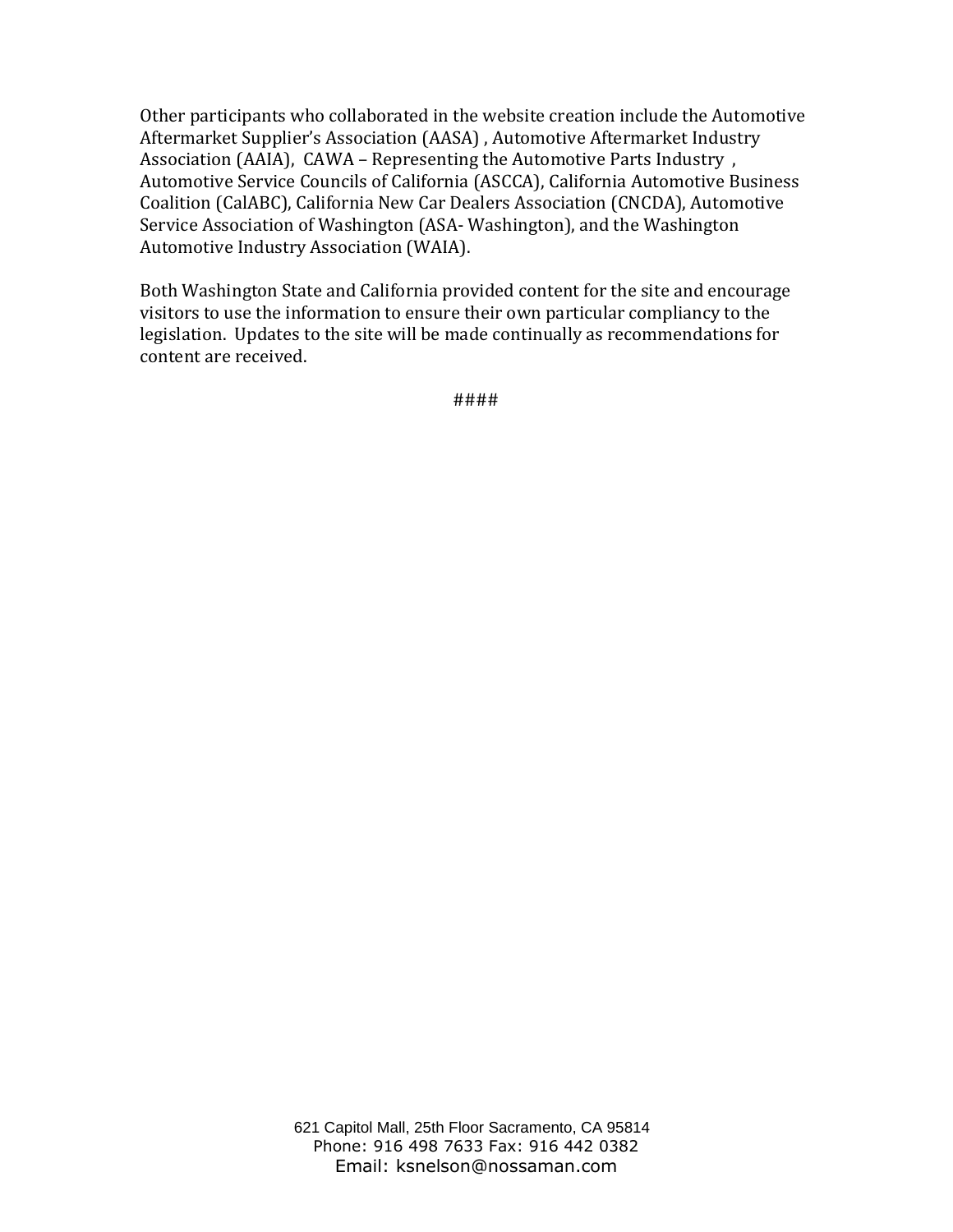Other participants who collaborated in the website creation include the Automotive Aftermarket Supplier's Association (AASA) , Automotive Aftermarket Industry Association (AAIA), CAWA – Representing the Automotive Parts Industry , Automotive Service Councils of California (ASCCA), California Automotive Business Coalition (CalABC), California New Car Dealers Association (CNCDA), Automotive Service Association of Washington (ASA- Washington), and the Washington Automotive Industry Association (WAIA).

Both Washington State and California provided content for the site and encourage visitors to use the information to ensure their own particular compliancy to the legislation. Updates to the site will be made continually as recommendations for content are received.

####

621 Capitol Mall, 25th Floor Sacramento, CA 95814
Phone: 916 498 7633 Fax: 916 442 0382
Email: ksnelson@nossaman.com